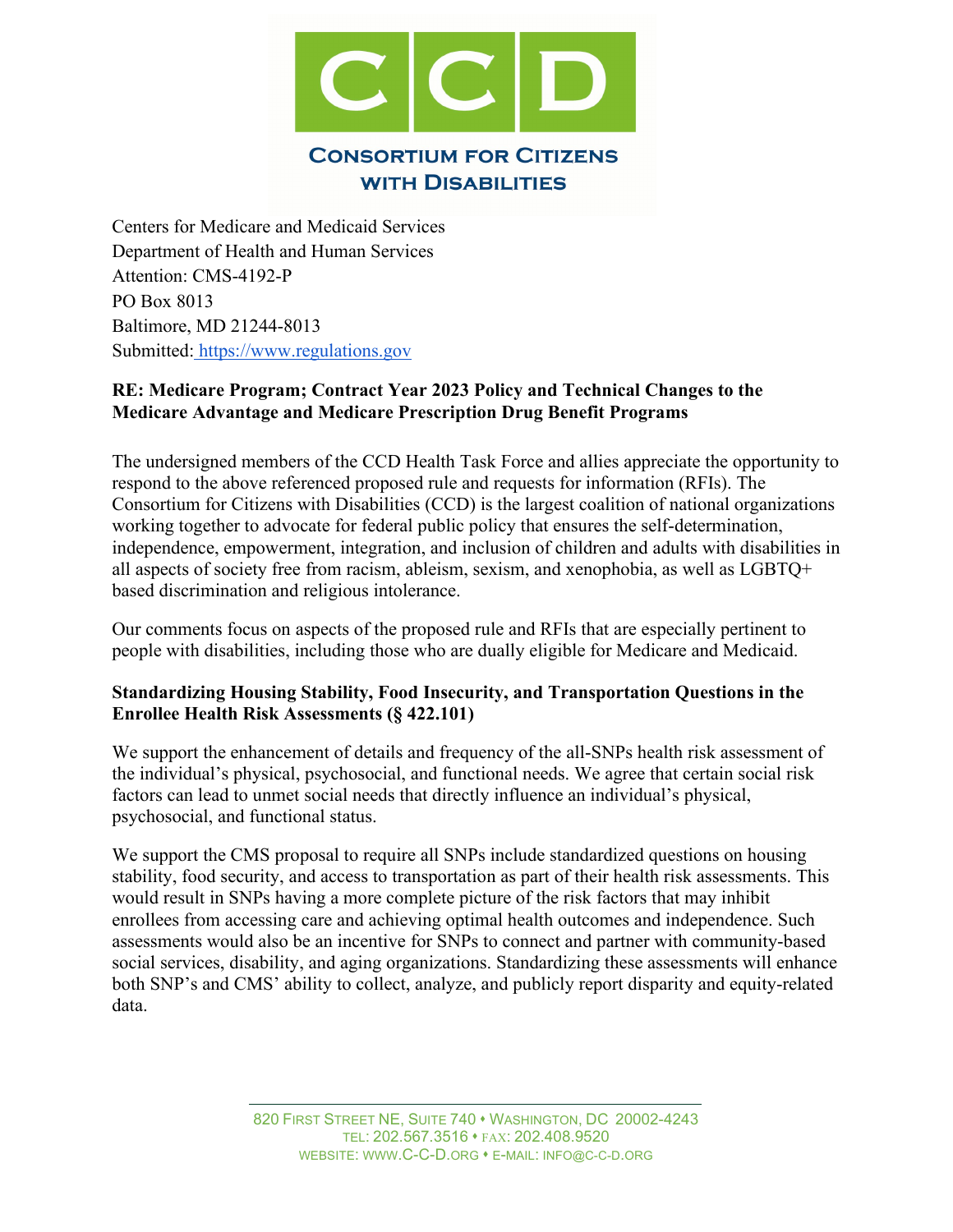# CCD

**Consortium for Citizens with Disabilities**

Centers for Medicare and Medicaid Services
Department of Health and Human Services
Attention: CMS-4192-P
PO Box 8013
Baltimore, MD 21244-8013
Submitted: https://www.regulations.gov

**RE: Medicare Program; Contract Year 2023 Policy and Technical Changes to the Medicare Advantage and Medicare Prescription Drug Benefit Programs**

The undersigned members of the CCD Health Task Force and allies appreciate the opportunity to respond to the above referenced proposed rule and requests for information (RFIs). The Consortium for Citizens with Disabilities (CCD) is the largest coalition of national organizations working together to advocate for federal public policy that ensures the self-determination, independence, empowerment, integration, and inclusion of children and adults with disabilities in all aspects of society free from racism, ableism, sexism, and xenophobia, as well as LGBTQ+ based discrimination and religious intolerance.

Our comments focus on aspects of the proposed rule and RFIs that are especially pertinent to people with disabilities, including those who are dually eligible for Medicare and Medicaid.

**Standardizing Housing Stability, Food Insecurity, and Transportation Questions in the Enrollee Health Risk Assessments (§ 422.101)**

We support the enhancement of details and frequency of the all-SNPs health risk assessment of the individual's physical, psychosocial, and functional needs. We agree that certain social risk factors can lead to unmet social needs that directly influence an individual's physical, psychosocial, and functional status.

We support the CMS proposal to require all SNPs include standardized questions on housing stability, food security, and access to transportation as part of their health risk assessments. This would result in SNPs having a more complete picture of the risk factors that may inhibit enrollees from accessing care and achieving optimal health outcomes and independence. Such assessments would also be an incentive for SNPs to connect and partner with community-based social services, disability, and aging organizations. Standardizing these assessments will enhance both SNP's and CMS' ability to collect, analyze, and publicly report disparity and equity-related data.

820 First Street NE, Suite 740 • Washington, DC 20002-4243
tel: 202.567.3516 • fax: 202.408.9520
website: www.C-C-D.org • e-mail: info@c-c-d.org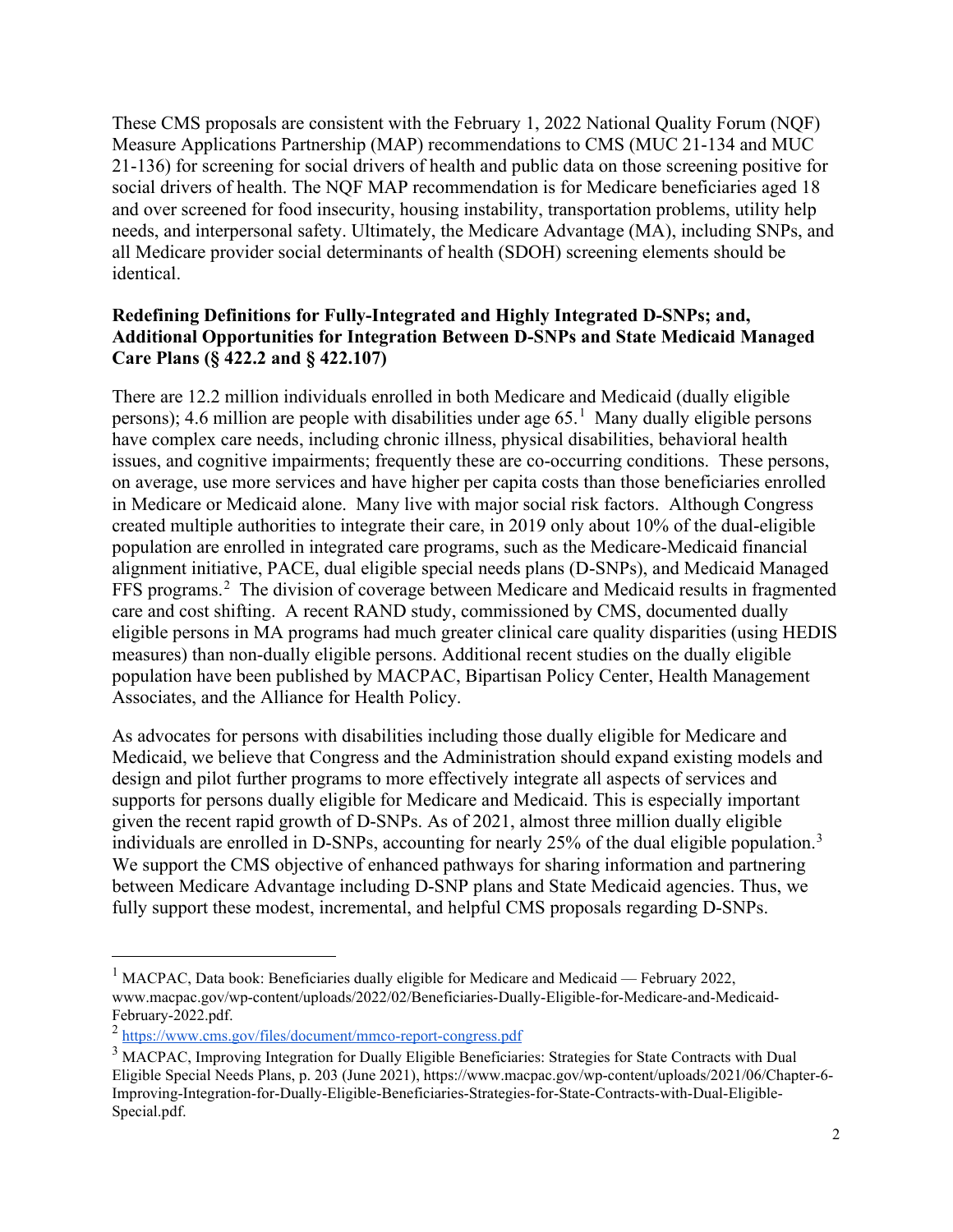These CMS proposals are consistent with the February 1, 2022 National Quality Forum (NQF) Measure Applications Partnership (MAP) recommendations to CMS (MUC 21-134 and MUC 21-136) for screening for social drivers of health and public data on those screening positive for social drivers of health. The NQF MAP recommendation is for Medicare beneficiaries aged 18 and over screened for food insecurity, housing instability, transportation problems, utility help needs, and interpersonal safety. Ultimately, the Medicare Advantage (MA), including SNPs, and all Medicare provider social determinants of health (SDOH) screening elements should be identical.

**Redefining Definitions for Fully-Integrated and Highly Integrated D-SNPs; and, Additional Opportunities for Integration Between D-SNPs and State Medicaid Managed Care Plans (§ 422.2 and § 422.107)**

There are 12.2 million individuals enrolled in both Medicare and Medicaid (dually eligible persons); 4.6 million are people with disabilities under age 65.[1] Many dually eligible persons have complex care needs, including chronic illness, physical disabilities, behavioral health issues, and cognitive impairments; frequently these are co-occurring conditions. These persons, on average, use more services and have higher per capita costs than those beneficiaries enrolled in Medicare or Medicaid alone. Many live with major social risk factors. Although Congress created multiple authorities to integrate their care, in 2019 only about 10% of the dual-eligible population are enrolled in integrated care programs, such as the Medicare-Medicaid financial alignment initiative, PACE, dual eligible special needs plans (D-SNPs), and Medicaid Managed FFS programs.[2] The division of coverage between Medicare and Medicaid results in fragmented care and cost shifting. A recent RAND study, commissioned by CMS, documented dually eligible persons in MA programs had much greater clinical care quality disparities (using HEDIS measures) than non-dually eligible persons. Additional recent studies on the dually eligible population have been published by MACPAC, Bipartisan Policy Center, Health Management Associates, and the Alliance for Health Policy.

As advocates for persons with disabilities including those dually eligible for Medicare and Medicaid, we believe that Congress and the Administration should expand existing models and design and pilot further programs to more effectively integrate all aspects of services and supports for persons dually eligible for Medicare and Medicaid. This is especially important given the recent rapid growth of D-SNPs. As of 2021, almost three million dually eligible individuals are enrolled in D-SNPs, accounting for nearly 25% of the dual eligible population.[3] We support the CMS objective of enhanced pathways for sharing information and partnering between Medicare Advantage including D-SNP plans and State Medicaid agencies. Thus, we fully support these modest, incremental, and helpful CMS proposals regarding D-SNPs.

---

[1] MACPAC, Data book: Beneficiaries dually eligible for Medicare and Medicaid — February 2022, www.macpac.gov/wp-content/uploads/2022/02/Beneficiaries-Dually-Eligible-for-Medicare-and-Medicaid-February-2022.pdf.

[2] https://www.cms.gov/files/document/mmco-report-congress.pdf

[3] MACPAC, Improving Integration for Dually Eligible Beneficiaries: Strategies for State Contracts with Dual Eligible Special Needs Plans, p. 203 (June 2021), https://www.macpac.gov/wp-content/uploads/2021/06/Chapter-6-Improving-Integration-for-Dually-Eligible-Beneficiaries-Strategies-for-State-Contracts-with-Dual-Eligible-Special.pdf.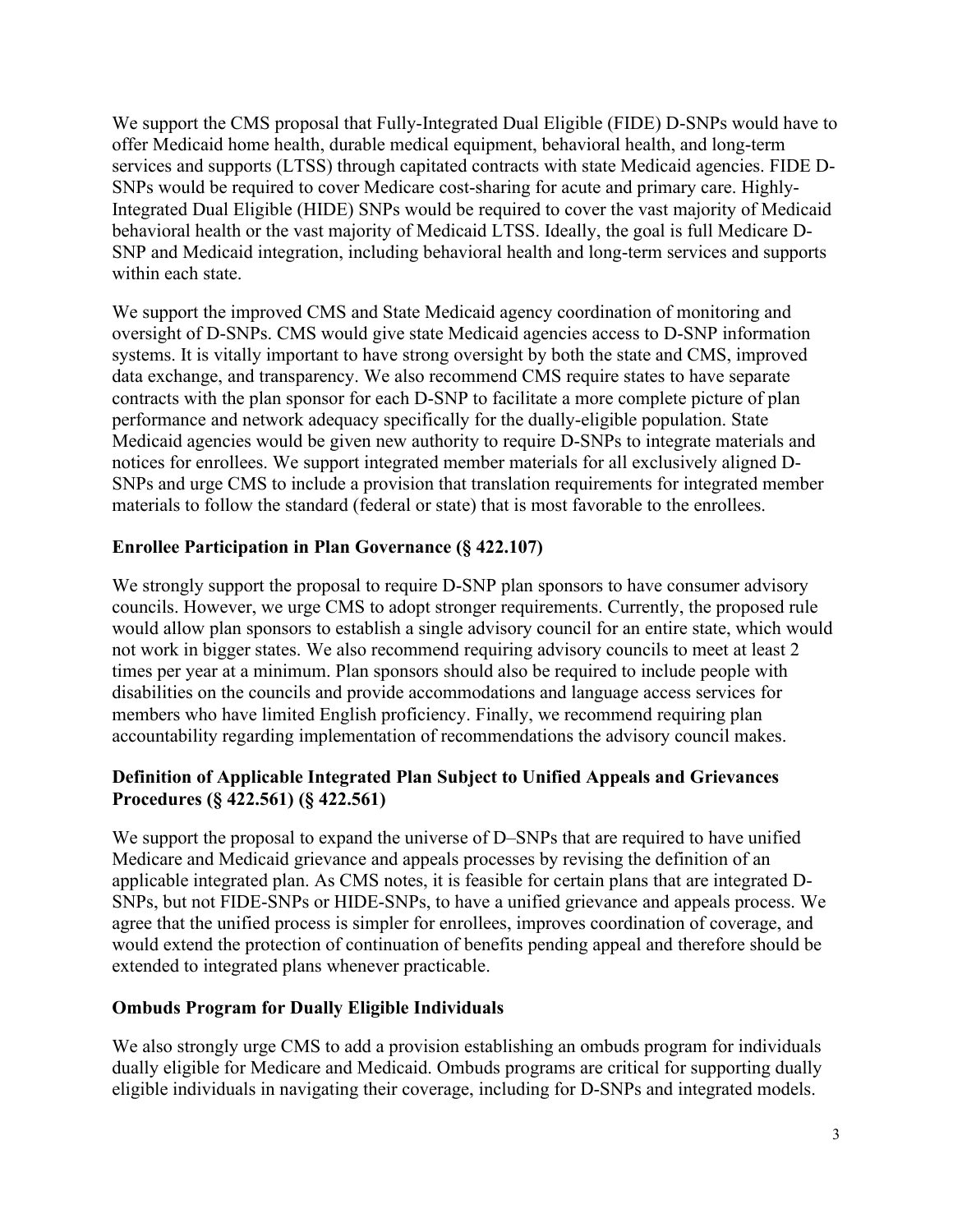We support the CMS proposal that Fully-Integrated Dual Eligible (FIDE) D-SNPs would have to offer Medicaid home health, durable medical equipment, behavioral health, and long-term services and supports (LTSS) through capitated contracts with state Medicaid agencies. FIDE D-SNPs would be required to cover Medicare cost-sharing for acute and primary care. Highly-Integrated Dual Eligible (HIDE) SNPs would be required to cover the vast majority of Medicaid behavioral health or the vast majority of Medicaid LTSS. Ideally, the goal is full Medicare D-SNP and Medicaid integration, including behavioral health and long-term services and supports within each state.

We support the improved CMS and State Medicaid agency coordination of monitoring and oversight of D-SNPs. CMS would give state Medicaid agencies access to D-SNP information systems. It is vitally important to have strong oversight by both the state and CMS, improved data exchange, and transparency. We also recommend CMS require states to have separate contracts with the plan sponsor for each D-SNP to facilitate a more complete picture of plan performance and network adequacy specifically for the dually-eligible population. State Medicaid agencies would be given new authority to require D-SNPs to integrate materials and notices for enrollees. We support integrated member materials for all exclusively aligned D-SNPs and urge CMS to include a provision that translation requirements for integrated member materials to follow the standard (federal or state) that is most favorable to the enrollees.

### Enrollee Participation in Plan Governance (§ 422.107)

We strongly support the proposal to require D-SNP plan sponsors to have consumer advisory councils. However, we urge CMS to adopt stronger requirements. Currently, the proposed rule would allow plan sponsors to establish a single advisory council for an entire state, which would not work in bigger states. We also recommend requiring advisory councils to meet at least 2 times per year at a minimum. Plan sponsors should also be required to include people with disabilities on the councils and provide accommodations and language access services for members who have limited English proficiency. Finally, we recommend requiring plan accountability regarding implementation of recommendations the advisory council makes.

### Definition of Applicable Integrated Plan Subject to Unified Appeals and Grievances Procedures (§ 422.561) (§ 422.561)

We support the proposal to expand the universe of D–SNPs that are required to have unified Medicare and Medicaid grievance and appeals processes by revising the definition of an applicable integrated plan. As CMS notes, it is feasible for certain plans that are integrated D-SNPs, but not FIDE-SNPs or HIDE-SNPs, to have a unified grievance and appeals process. We agree that the unified process is simpler for enrollees, improves coordination of coverage, and would extend the protection of continuation of benefits pending appeal and therefore should be extended to integrated plans whenever practicable.

### Ombuds Program for Dually Eligible Individuals

We also strongly urge CMS to add a provision establishing an ombuds program for individuals dually eligible for Medicare and Medicaid. Ombuds programs are critical for supporting dually eligible individuals in navigating their coverage, including for D-SNPs and integrated models.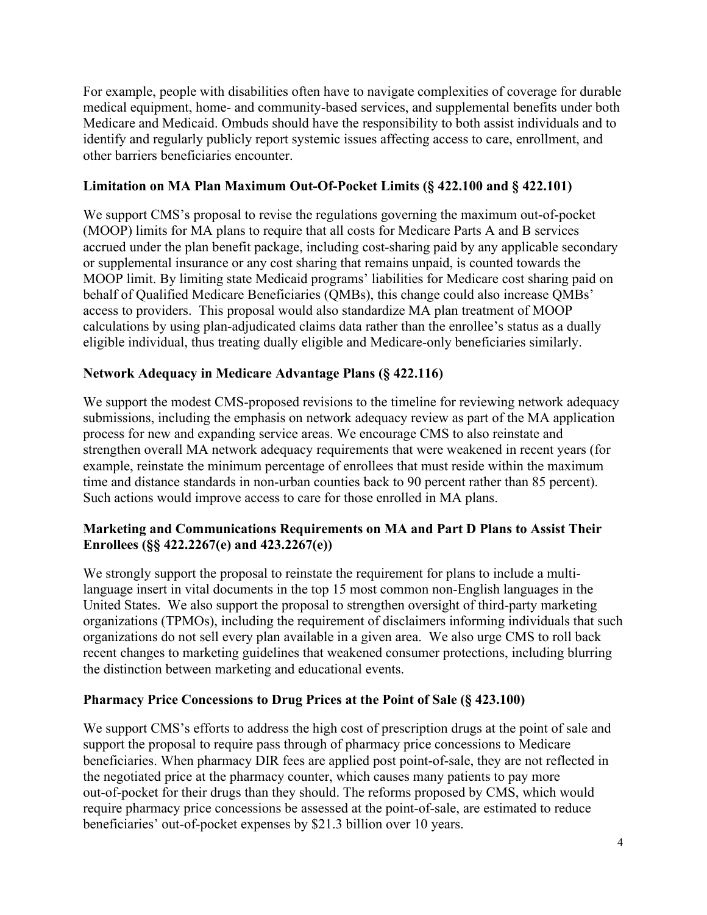For example, people with disabilities often have to navigate complexities of coverage for durable medical equipment, home- and community-based services, and supplemental benefits under both Medicare and Medicaid. Ombuds should have the responsibility to both assist individuals and to identify and regularly publicly report systemic issues affecting access to care, enrollment, and other barriers beneficiaries encounter.

**Limitation on MA Plan Maximum Out-Of-Pocket Limits (§ 422.100 and § 422.101)**

We support CMS's proposal to revise the regulations governing the maximum out-of-pocket (MOOP) limits for MA plans to require that all costs for Medicare Parts A and B services accrued under the plan benefit package, including cost-sharing paid by any applicable secondary or supplemental insurance or any cost sharing that remains unpaid, is counted towards the MOOP limit. By limiting state Medicaid programs' liabilities for Medicare cost sharing paid on behalf of Qualified Medicare Beneficiaries (QMBs), this change could also increase QMBs' access to providers. This proposal would also standardize MA plan treatment of MOOP calculations by using plan-adjudicated claims data rather than the enrollee's status as a dually eligible individual, thus treating dually eligible and Medicare-only beneficiaries similarly.

**Network Adequacy in Medicare Advantage Plans (§ 422.116)**

We support the modest CMS-proposed revisions to the timeline for reviewing network adequacy submissions, including the emphasis on network adequacy review as part of the MA application process for new and expanding service areas. We encourage CMS to also reinstate and strengthen overall MA network adequacy requirements that were weakened in recent years (for example, reinstate the minimum percentage of enrollees that must reside within the maximum time and distance standards in non-urban counties back to 90 percent rather than 85 percent). Such actions would improve access to care for those enrolled in MA plans.

**Marketing and Communications Requirements on MA and Part D Plans to Assist Their Enrollees (§§ 422.2267(e) and 423.2267(e))**

We strongly support the proposal to reinstate the requirement for plans to include a multi-language insert in vital documents in the top 15 most common non-English languages in the United States. We also support the proposal to strengthen oversight of third-party marketing organizations (TPMOs), including the requirement of disclaimers informing individuals that such organizations do not sell every plan available in a given area. We also urge CMS to roll back recent changes to marketing guidelines that weakened consumer protections, including blurring the distinction between marketing and educational events.

**Pharmacy Price Concessions to Drug Prices at the Point of Sale (§ 423.100)**

We support CMS's efforts to address the high cost of prescription drugs at the point of sale and support the proposal to require pass through of pharmacy price concessions to Medicare beneficiaries. When pharmacy DIR fees are applied post point-of-sale, they are not reflected in the negotiated price at the pharmacy counter, which causes many patients to pay more out-of-pocket for their drugs than they should. The reforms proposed by CMS, which would require pharmacy price concessions be assessed at the point-of-sale, are estimated to reduce beneficiaries' out-of-pocket expenses by $21.3 billion over 10 years.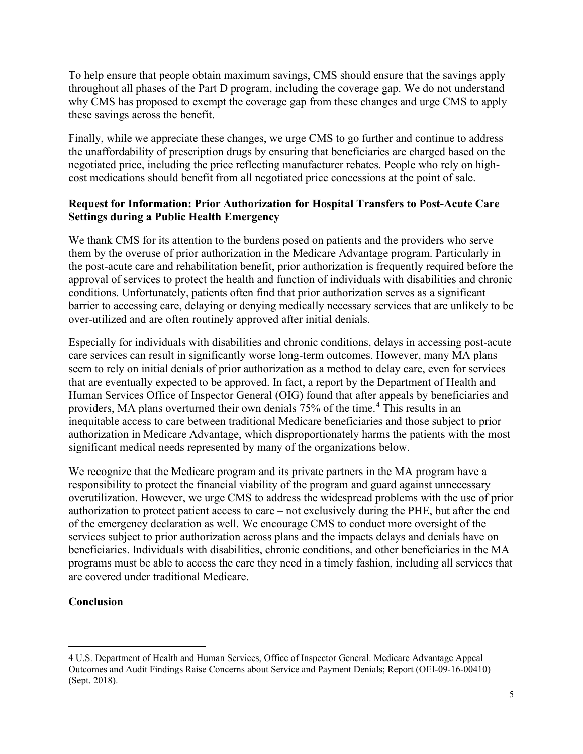To help ensure that people obtain maximum savings, CMS should ensure that the savings apply throughout all phases of the Part D program, including the coverage gap. We do not understand why CMS has proposed to exempt the coverage gap from these changes and urge CMS to apply these savings across the benefit.

Finally, while we appreciate these changes, we urge CMS to go further and continue to address the unaffordability of prescription drugs by ensuring that beneficiaries are charged based on the negotiated price, including the price reflecting manufacturer rebates. People who rely on high-cost medications should benefit from all negotiated price concessions at the point of sale.

**Request for Information: Prior Authorization for Hospital Transfers to Post-Acute Care Settings during a Public Health Emergency**

We thank CMS for its attention to the burdens posed on patients and the providers who serve them by the overuse of prior authorization in the Medicare Advantage program. Particularly in the post-acute care and rehabilitation benefit, prior authorization is frequently required before the approval of services to protect the health and function of individuals with disabilities and chronic conditions. Unfortunately, patients often find that prior authorization serves as a significant barrier to accessing care, delaying or denying medically necessary services that are unlikely to be over-utilized and are often routinely approved after initial denials.

Especially for individuals with disabilities and chronic conditions, delays in accessing post-acute care services can result in significantly worse long-term outcomes. However, many MA plans seem to rely on initial denials of prior authorization as a method to delay care, even for services that are eventually expected to be approved. In fact, a report by the Department of Health and Human Services Office of Inspector General (OIG) found that after appeals by beneficiaries and providers, MA plans overturned their own denials 75% of the time.[4] This results in an inequitable access to care between traditional Medicare beneficiaries and those subject to prior authorization in Medicare Advantage, which disproportionately harms the patients with the most significant medical needs represented by many of the organizations below.

We recognize that the Medicare program and its private partners in the MA program have a responsibility to protect the financial viability of the program and guard against unnecessary overutilization. However, we urge CMS to address the widespread problems with the use of prior authorization to protect patient access to care – not exclusively during the PHE, but after the end of the emergency declaration as well. We encourage CMS to conduct more oversight of the services subject to prior authorization across plans and the impacts delays and denials have on beneficiaries. Individuals with disabilities, chronic conditions, and other beneficiaries in the MA programs must be able to access the care they need in a timely fashion, including all services that are covered under traditional Medicare.

**Conclusion**

---

4 U.S. Department of Health and Human Services, Office of Inspector General. Medicare Advantage Appeal Outcomes and Audit Findings Raise Concerns about Service and Payment Denials; Report (OEI-09-16-00410) (Sept. 2018).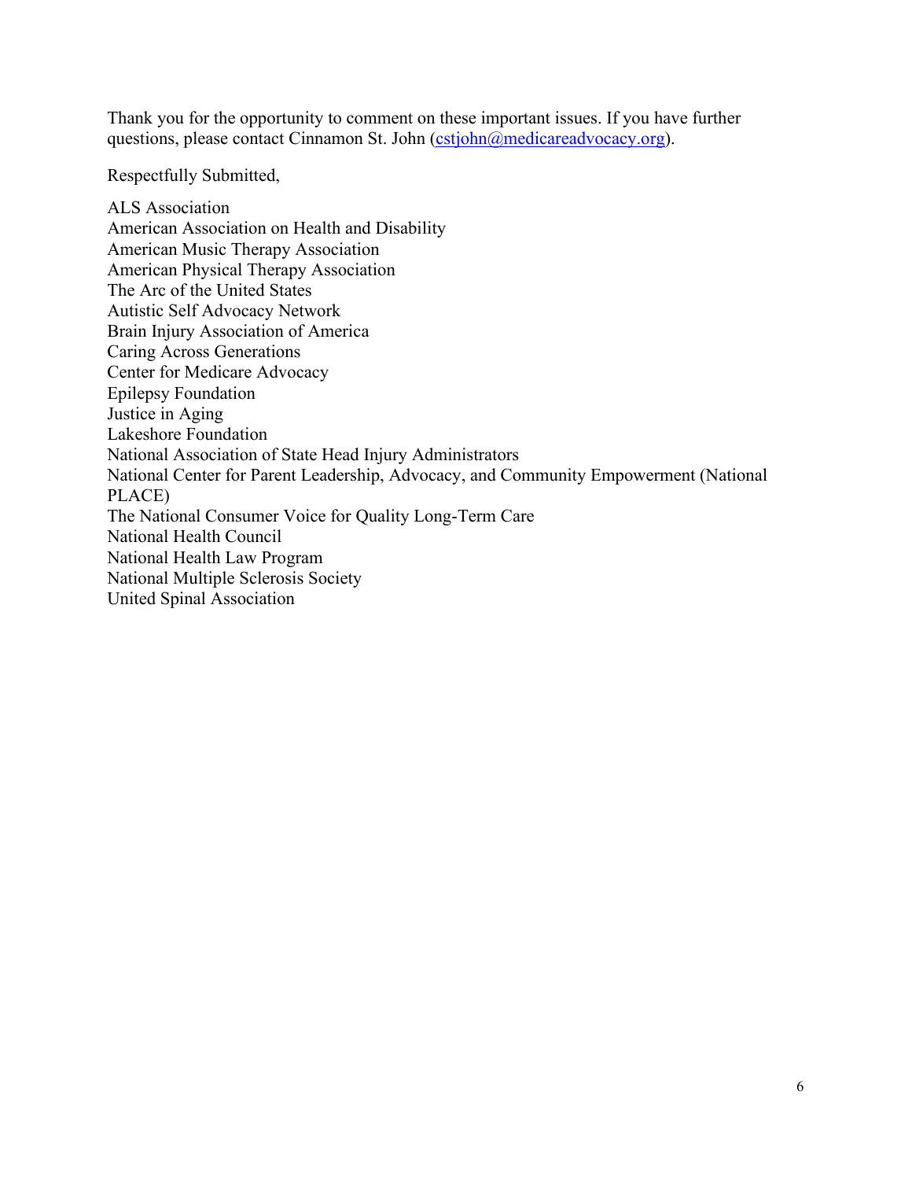Thank you for the opportunity to comment on these important issues. If you have further questions, please contact Cinnamon St. John (cstjohn@medicareadvocacy.org).

Respectfully Submitted,

ALS Association  
American Association on Health and Disability  
American Music Therapy Association  
American Physical Therapy Association  
The Arc of the United States  
Autistic Self Advocacy Network  
Brain Injury Association of America  
Caring Across Generations  
Center for Medicare Advocacy  
Epilepsy Foundation  
Justice in Aging  
Lakeshore Foundation  
National Association of State Head Injury Administrators  
National Center for Parent Leadership, Advocacy, and Community Empowerment (National PLACE)  
The National Consumer Voice for Quality Long-Term Care  
National Health Council  
National Health Law Program  
National Multiple Sclerosis Society  
United Spinal Association